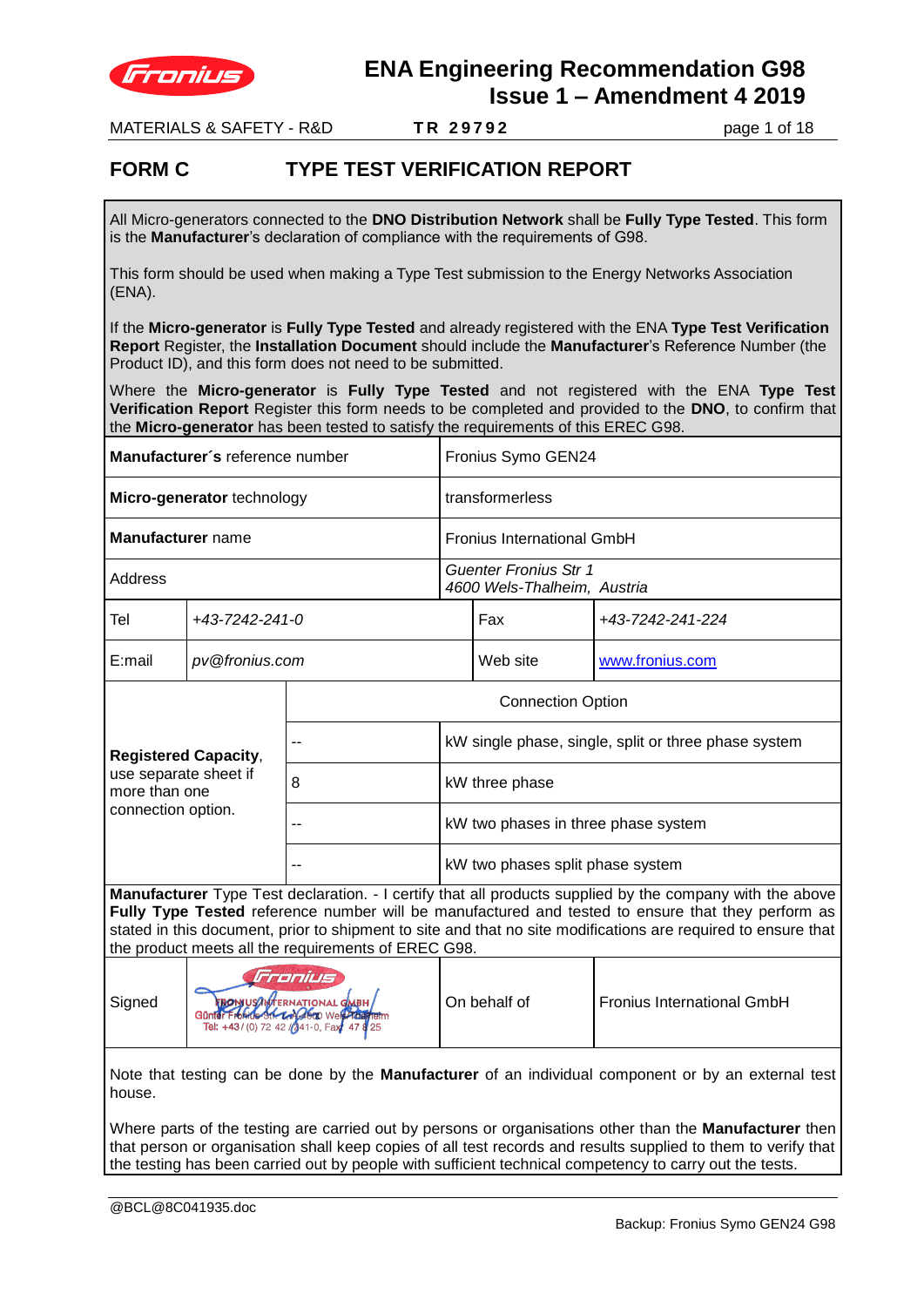# ENA Engineering Recommendation G98
## Issue 1 – Amendment 4 2019

MATERIALS & SAFETY - R&D **TR 29792**

## FORM C TYPE TEST VERIFICATION REPORT

All Micro-generators connected to the **DNO Distribution Network** shall be **Fully Type Tested**. This form is the **Manufacturer**'s declaration of compliance with the requirements of G98.

This form should be used when making a Type Test submission to the Energy Networks Association (ENA).

If the **Micro-generator** is **Fully Type Tested** and already registered with the ENA **Type Test Verification Report** Register, the **Installation Document** should include the **Manufacturer**'s Reference Number (the Product ID), and this form does not need to be submitted.

Where the **Micro-generator** is **Fully Type Tested** and not registered with the ENA **Type Test Verification Report** Register this form needs to be completed and provided to the **DNO**, to confirm that the **Micro-generator** has been tested to satisfy the requirements of this EREC G98.

| | | | |
|---|---|---|---|
| **Manufacturer´s** reference number | | Fronius Symo GEN24 | |
| **Micro-generator** technology | | transformerless | |
| **Manufacturer** name | | Fronius International GmbH | |
| Address | | *Guenter Fronius Str 1*<br>*4600 Wels-Thalheim, Austria* | |
| Tel | *+43-7242-241-0* | Fax | *+43-7242-241-224* |
| E:mail | *pv@fronius.com* | Web site | www.fronius.com |

| | | |
|---|---|---|
| **Registered Capacity**, use separate sheet if more than one connection option. | Connection Option | |
| | -- | kW single phase, single, split or three phase system |
| | 8 | kW three phase |
| | -- | kW two phases in three phase system |
| | -- | kW two phases split phase system |

**Manufacturer** Type Test declaration. - I certify that all products supplied by the company with the above **Fully Type Tested** reference number will be manufactured and tested to ensure that they perform as stated in this document, prior to shipment to site and that no site modifications are required to ensure that the product meets all the requirements of EREC G98.

| | | | |
|---|---|---|---|
| Signed | FRONIUS INTERNATIONAL GMBH, Günter Fronius-Str. 1, 4600 Wels-Thalheim, Tel: +43 / (0) 72 42 / 241-0, Fax: 47 8 25 (stamp and signature) | On behalf of | Fronius International GmbH |

Note that testing can be done by the **Manufacturer** of an individual component or by an external test house.

Where parts of the testing are carried out by persons or organisations other than the **Manufacturer** then that person or organisation shall keep copies of all test records and results supplied to them to verify that the testing has been carried out by people with sufficient technical competency to carry out the tests.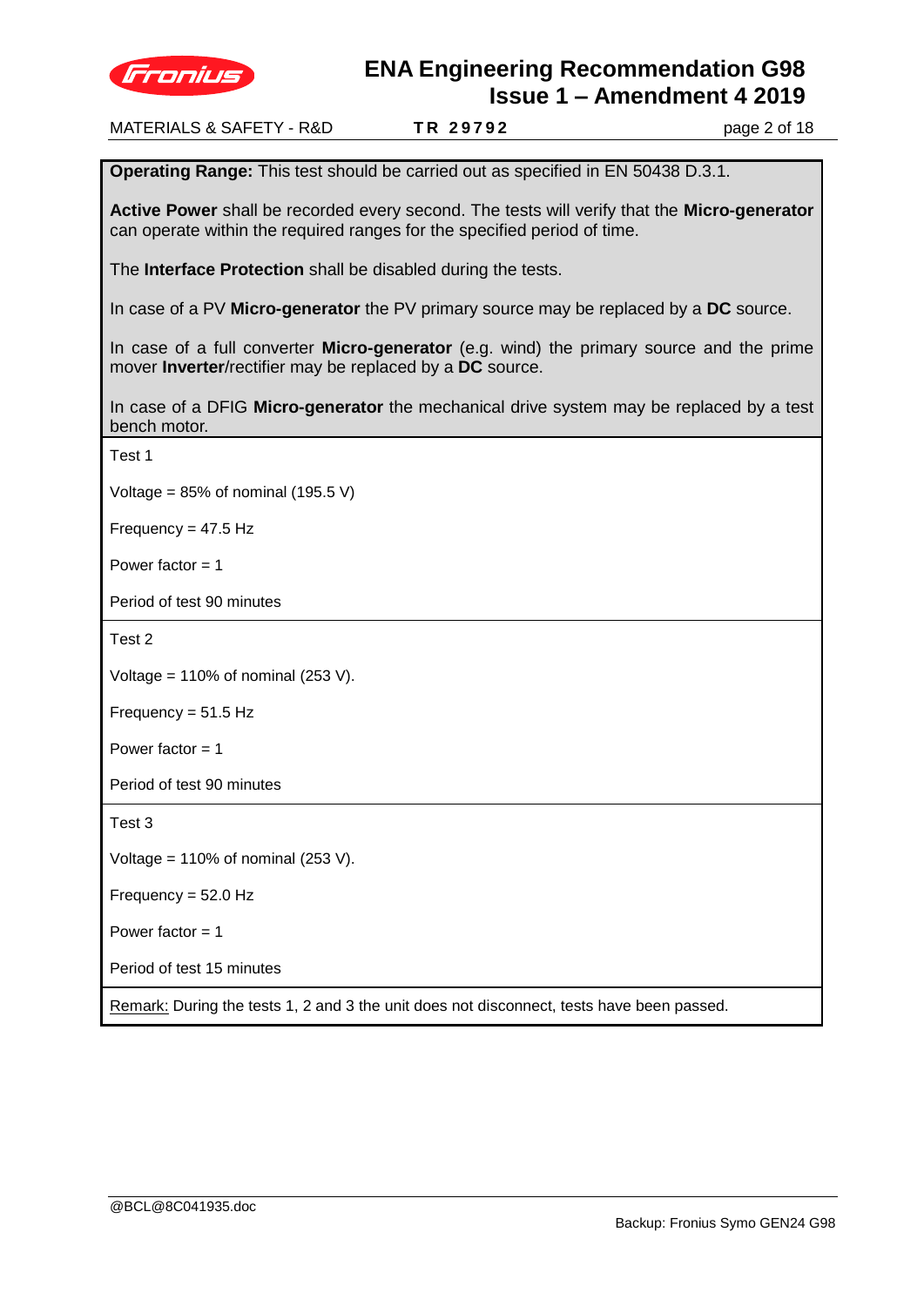**Operating Range:** This test should be carried out as specified in EN 50438 D.3.1.

**Active Power** shall be recorded every second. The tests will verify that the **Micro-generator** can operate within the required ranges for the specified period of time.

The **Interface Protection** shall be disabled during the tests.

In case of a PV **Micro-generator** the PV primary source may be replaced by a **DC** source.

In case of a full converter **Micro-generator** (e.g. wind) the primary source and the prime mover **Inverter**/rectifier may be replaced by a **DC** source.

In case of a DFIG **Micro-generator** the mechanical drive system may be replaced by a test bench motor.

Test 1

Voltage = 85% of nominal (195.5 V)

Frequency = 47.5 Hz

Power factor = 1

Period of test 90 minutes

Test 2

Voltage = 110% of nominal (253 V).

Frequency = 51.5 Hz

Power factor = 1

Period of test 90 minutes

Test 3

Voltage = 110% of nominal (253 V).

Frequency = 52.0 Hz

Power factor = 1

Period of test 15 minutes

Remark: During the tests 1, 2 and 3 the unit does not disconnect, tests have been passed.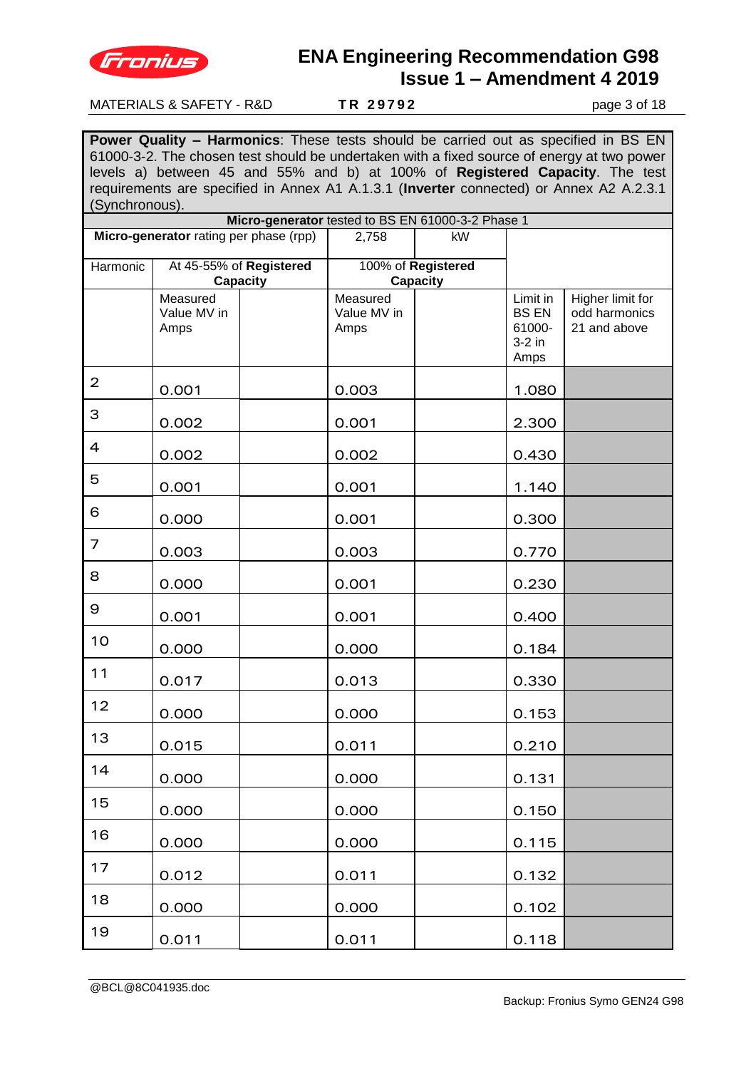**Power Quality – Harmonics**: These tests should be carried out as specified in BS EN 61000-3-2. The chosen test should be undertaken with a fixed source of energy at two power levels a) between 45 and 55% and b) at 100% of **Registered Capacity**. The test requirements are specified in Annex A1 A.1.3.1 (**Inverter** connected) or Annex A2 A.2.3.1 (Synchronous).

| **Micro-generator** tested to BS EN 61000-3-2 Phase 1 | | | | | | |
|---|---|---|---|---|---|---|
| **Micro-generator** rating per phase (rpp) | | | 2,758 | kW | | |
| Harmonic | At 45-55% of **Registered Capacity** | | 100% of **Registered Capacity** | | | |
| | Measured Value MV in Amps | | Measured Value MV in Amps | | Limit in BS EN 61000-3-2 in Amps | Higher limit for odd harmonics 21 and above |
| 2 | 0.001 | | 0.003 | | 1.080 | |
| 3 | 0.002 | | 0.001 | | 2.300 | |
| 4 | 0.002 | | 0.002 | | 0.430 | |
| 5 | 0.001 | | 0.001 | | 1.140 | |
| 6 | 0.000 | | 0.001 | | 0.300 | |
| 7 | 0.003 | | 0.003 | | 0.770 | |
| 8 | 0.000 | | 0.001 | | 0.230 | |
| 9 | 0.001 | | 0.001 | | 0.400 | |
| 10 | 0.000 | | 0.000 | | 0.184 | |
| 11 | 0.017 | | 0.013 | | 0.330 | |
| 12 | 0.000 | | 0.000 | | 0.153 | |
| 13 | 0.015 | | 0.011 | | 0.210 | |
| 14 | 0.000 | | 0.000 | | 0.131 | |
| 15 | 0.000 | | 0.000 | | 0.150 | |
| 16 | 0.000 | | 0.000 | | 0.115 | |
| 17 | 0.012 | | 0.011 | | 0.132 | |
| 18 | 0.000 | | 0.000 | | 0.102 | |
| 19 | 0.011 | | 0.011 | | 0.118 | |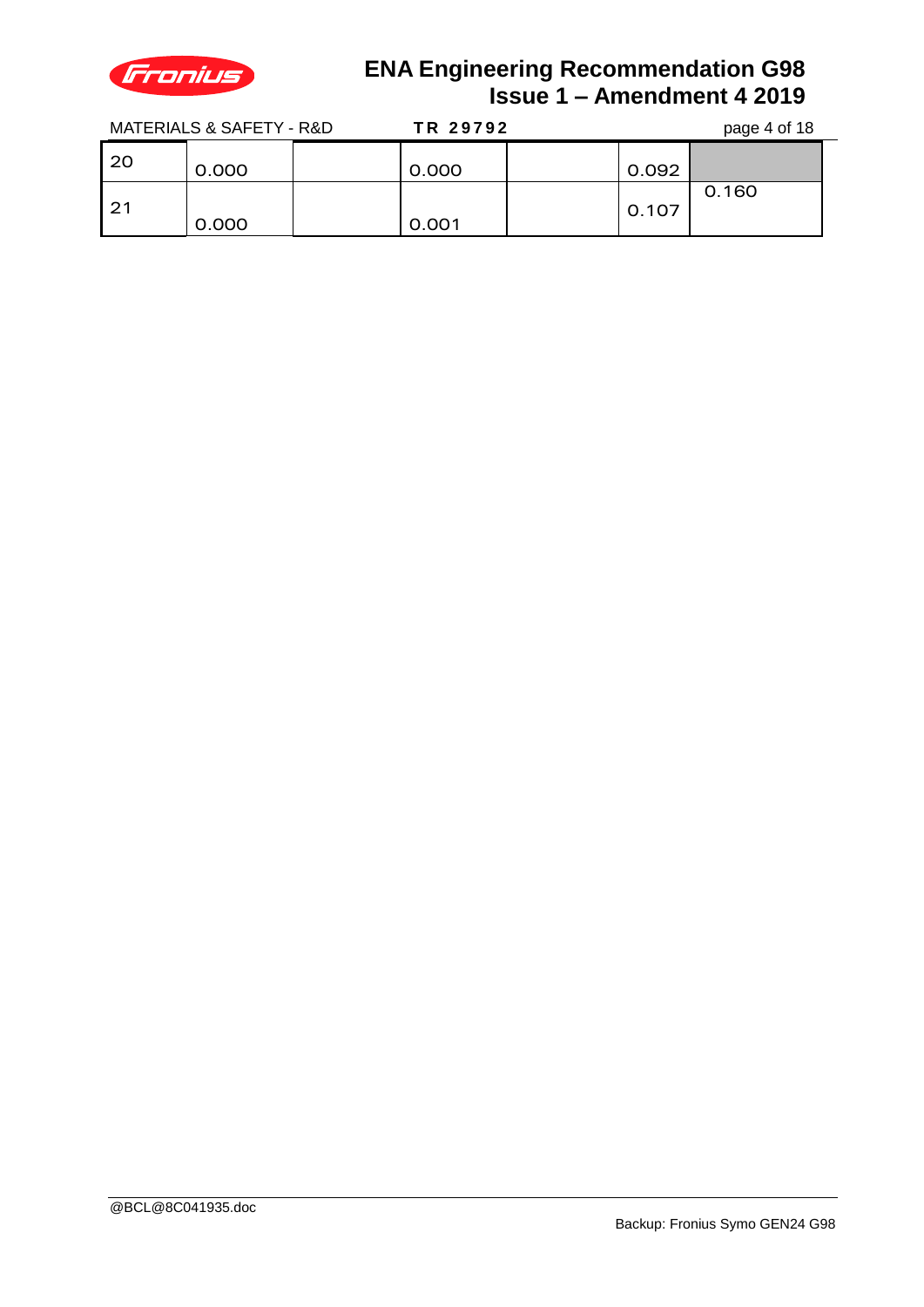| | | | | | | |
|---|---|---|---|---|---|---|
| 20 | 0.000 | | 0.000 | | 0.092 | |
| 21 | 0.000 | | 0.001 | | 0.107 | 0.160 |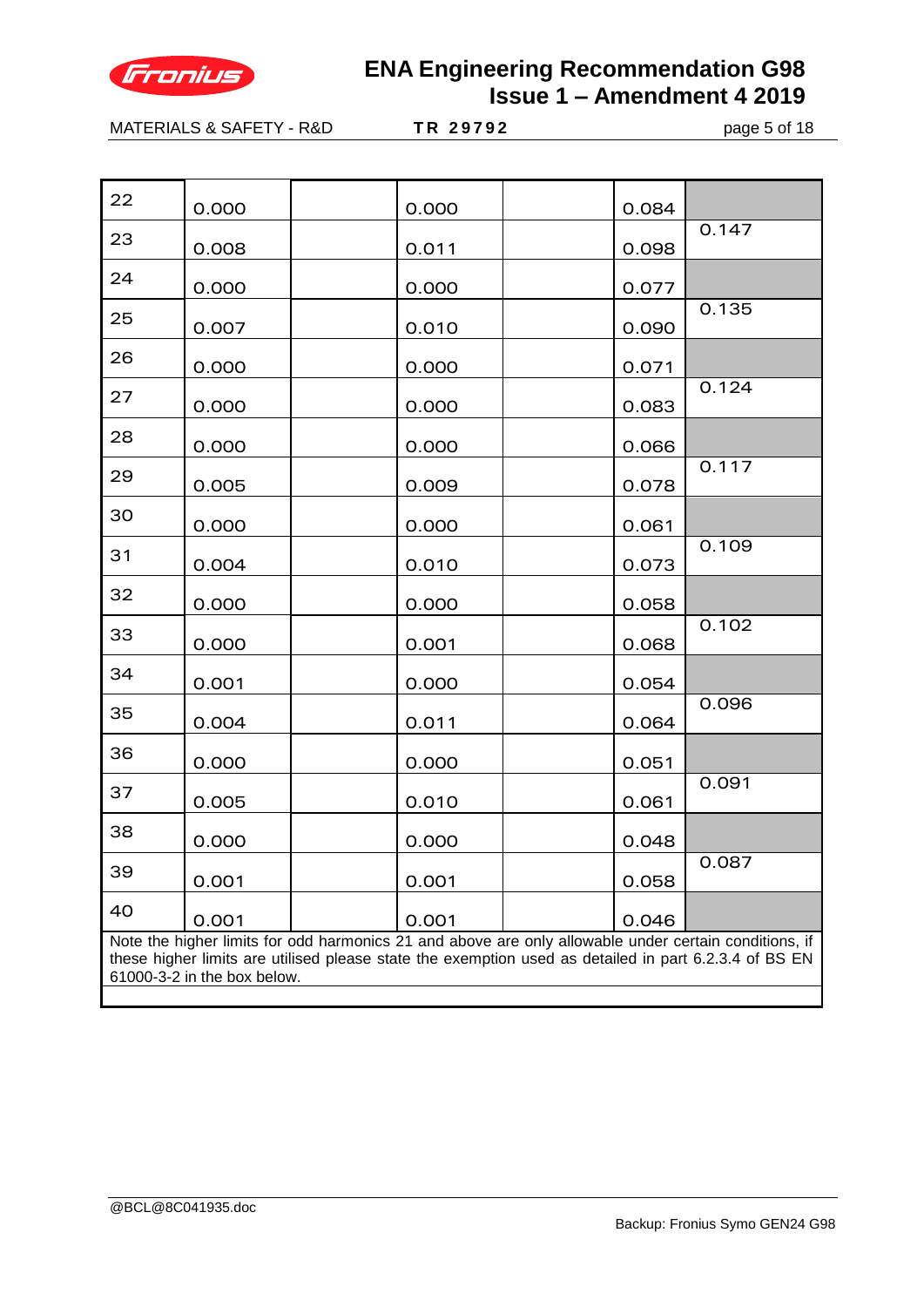| | | | | | | |
|---|---|---|---|---|---|---|
| 22 | 0.000 | | 0.000 | | 0.084 | |
| 23 | 0.008 | | 0.011 | | 0.098 | 0.147 |
| 24 | 0.000 | | 0.000 | | 0.077 | |
| 25 | 0.007 | | 0.010 | | 0.090 | 0.135 |
| 26 | 0.000 | | 0.000 | | 0.071 | |
| 27 | 0.000 | | 0.000 | | 0.083 | 0.124 |
| 28 | 0.000 | | 0.000 | | 0.066 | |
| 29 | 0.005 | | 0.009 | | 0.078 | 0.117 |
| 30 | 0.000 | | 0.000 | | 0.061 | |
| 31 | 0.004 | | 0.010 | | 0.073 | 0.109 |
| 32 | 0.000 | | 0.000 | | 0.058 | |
| 33 | 0.000 | | 0.001 | | 0.068 | 0.102 |
| 34 | 0.001 | | 0.000 | | 0.054 | |
| 35 | 0.004 | | 0.011 | | 0.064 | 0.096 |
| 36 | 0.000 | | 0.000 | | 0.051 | |
| 37 | 0.005 | | 0.010 | | 0.061 | 0.091 |
| 38 | 0.000 | | 0.000 | | 0.048 | |
| 39 | 0.001 | | 0.001 | | 0.058 | 0.087 |
| 40 | 0.001 | | 0.001 | | 0.046 | |

Note the higher limits for odd harmonics 21 and above are only allowable under certain conditions, if these higher limits are utilised please state the exemption used as detailed in part 6.2.3.4 of BS EN 61000-3-2 in the box below.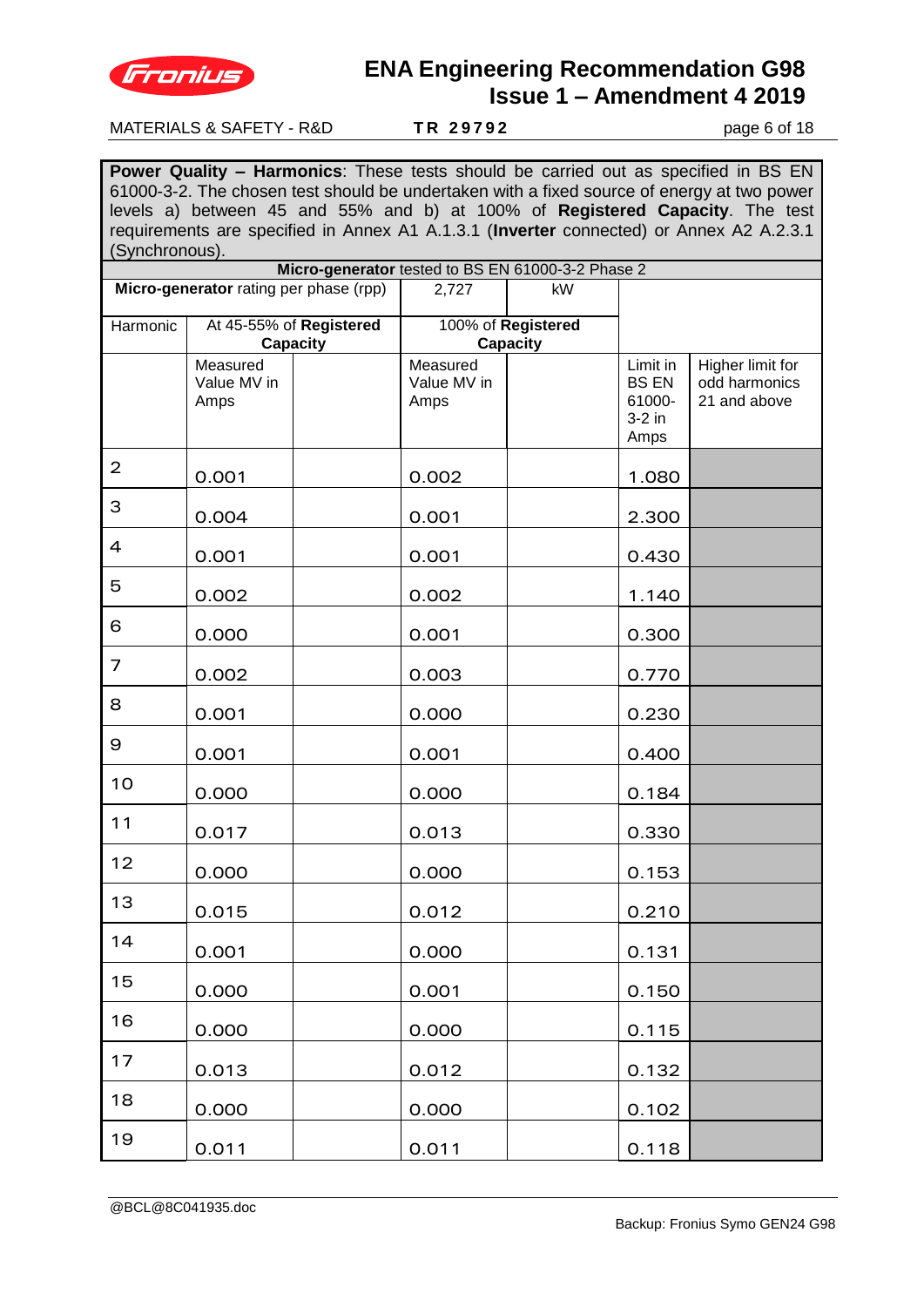**Power Quality – Harmonics**: These tests should be carried out as specified in BS EN 61000-3-2. The chosen test should be undertaken with a fixed source of energy at two power levels a) between 45 and 55% and b) at 100% of **Registered Capacity**. The test requirements are specified in Annex A1 A.1.3.1 (**Inverter** connected) or Annex A2 A.2.3.1 (Synchronous).

| **Micro-generator** tested to BS EN 61000-3-2 Phase 2 | | | | | | |
|---|---|---|---|---|---|---|
| **Micro-generator** rating per phase (rpp) | | | 2,727 | kW | | |
| Harmonic | At 45-55% of **Registered Capacity** | | 100% of **Registered Capacity** | | | |
| | Measured Value MV in Amps | | Measured Value MV in Amps | | Limit in BS EN 61000-3-2 in Amps | Higher limit for odd harmonics 21 and above |
| 2 | 0.001 | | 0.002 | | 1.080 | |
| 3 | 0.004 | | 0.001 | | 2.300 | |
| 4 | 0.001 | | 0.001 | | 0.430 | |
| 5 | 0.002 | | 0.002 | | 1.140 | |
| 6 | 0.000 | | 0.001 | | 0.300 | |
| 7 | 0.002 | | 0.003 | | 0.770 | |
| 8 | 0.001 | | 0.000 | | 0.230 | |
| 9 | 0.001 | | 0.001 | | 0.400 | |
| 10 | 0.000 | | 0.000 | | 0.184 | |
| 11 | 0.017 | | 0.013 | | 0.330 | |
| 12 | 0.000 | | 0.000 | | 0.153 | |
| 13 | 0.015 | | 0.012 | | 0.210 | |
| 14 | 0.001 | | 0.000 | | 0.131 | |
| 15 | 0.000 | | 0.001 | | 0.150 | |
| 16 | 0.000 | | 0.000 | | 0.115 | |
| 17 | 0.013 | | 0.012 | | 0.132 | |
| 18 | 0.000 | | 0.000 | | 0.102 | |
| 19 | 0.011 | | 0.011 | | 0.118 | |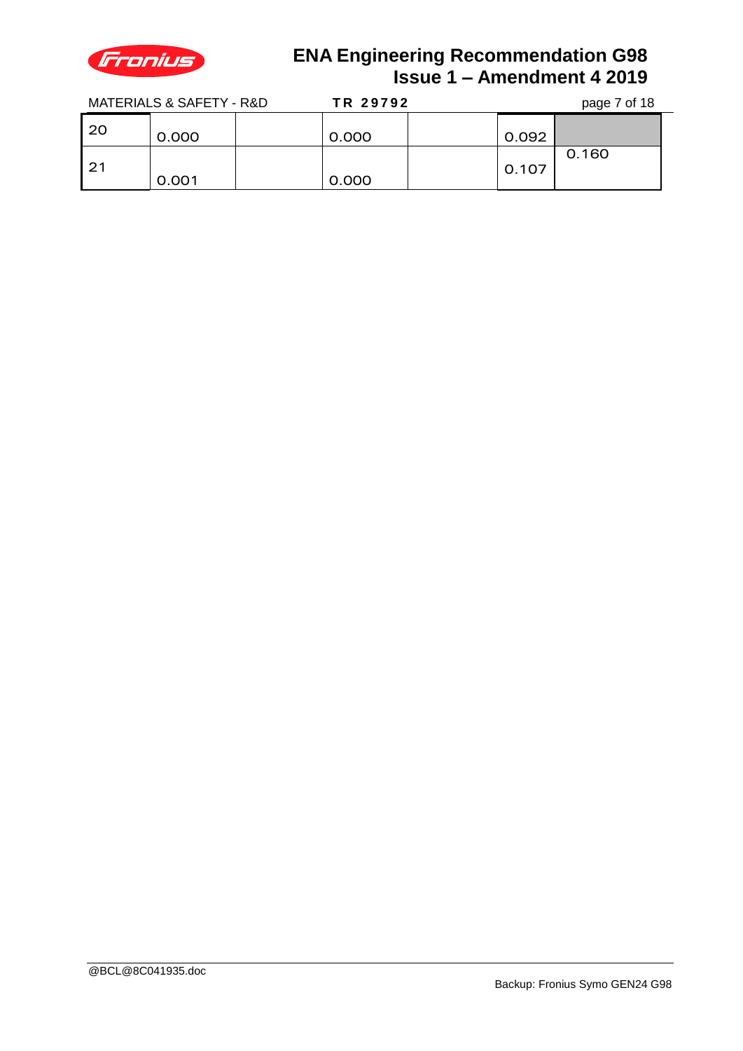| | | | | | | |
|---|---|---|---|---|---|---|
| 20 | 0.000 | | 0.000 | | 0.092 | |
| 21 | 0.001 | | 0.000 | | 0.107 | 0.160 |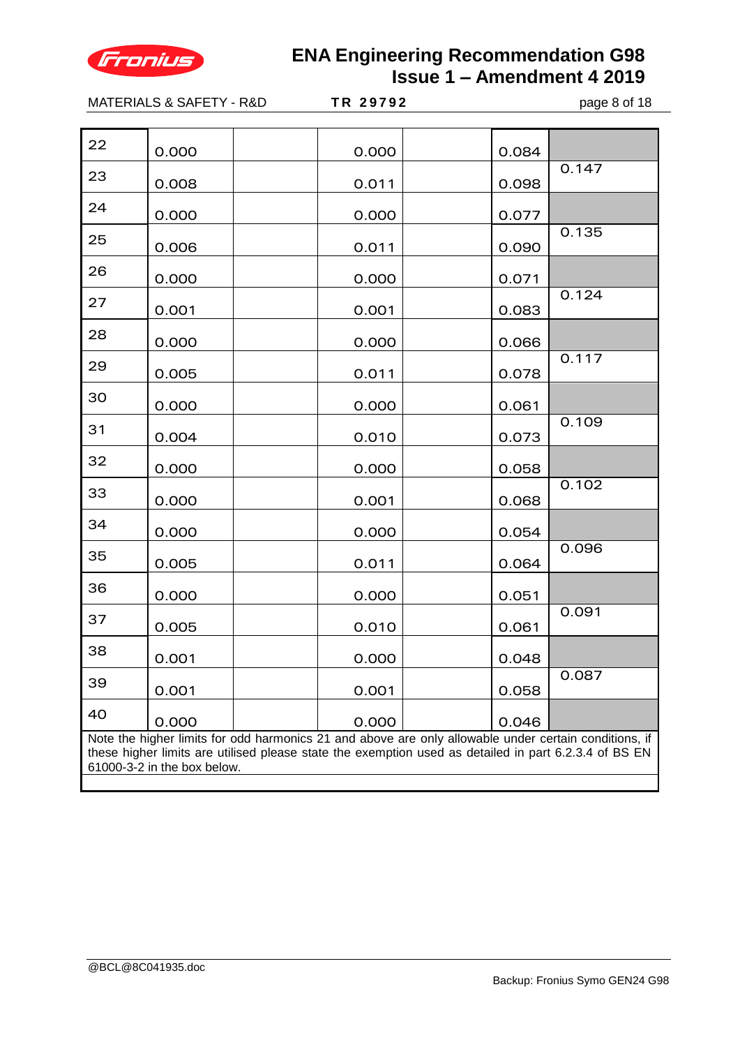| 22 | 0.000 | | 0.000 | | 0.084 | |
|---|---|---|---|---|---|---|
| 23 | 0.008 | | 0.011 | | 0.098 | 0.147 |
| 24 | 0.000 | | 0.000 | | 0.077 | |
| 25 | 0.006 | | 0.011 | | 0.090 | 0.135 |
| 26 | 0.000 | | 0.000 | | 0.071 | |
| 27 | 0.001 | | 0.001 | | 0.083 | 0.124 |
| 28 | 0.000 | | 0.000 | | 0.066 | |
| 29 | 0.005 | | 0.011 | | 0.078 | 0.117 |
| 30 | 0.000 | | 0.000 | | 0.061 | |
| 31 | 0.004 | | 0.010 | | 0.073 | 0.109 |
| 32 | 0.000 | | 0.000 | | 0.058 | |
| 33 | 0.000 | | 0.001 | | 0.068 | 0.102 |
| 34 | 0.000 | | 0.000 | | 0.054 | |
| 35 | 0.005 | | 0.011 | | 0.064 | 0.096 |
| 36 | 0.000 | | 0.000 | | 0.051 | |
| 37 | 0.005 | | 0.010 | | 0.061 | 0.091 |
| 38 | 0.001 | | 0.000 | | 0.048 | |
| 39 | 0.001 | | 0.001 | | 0.058 | 0.087 |
| 40 | 0.000 | | 0.000 | | 0.046 | |

Note the higher limits for odd harmonics 21 and above are only allowable under certain conditions, if these higher limits are utilised please state the exemption used as detailed in part 6.2.3.4 of BS EN 61000-3-2 in the box below.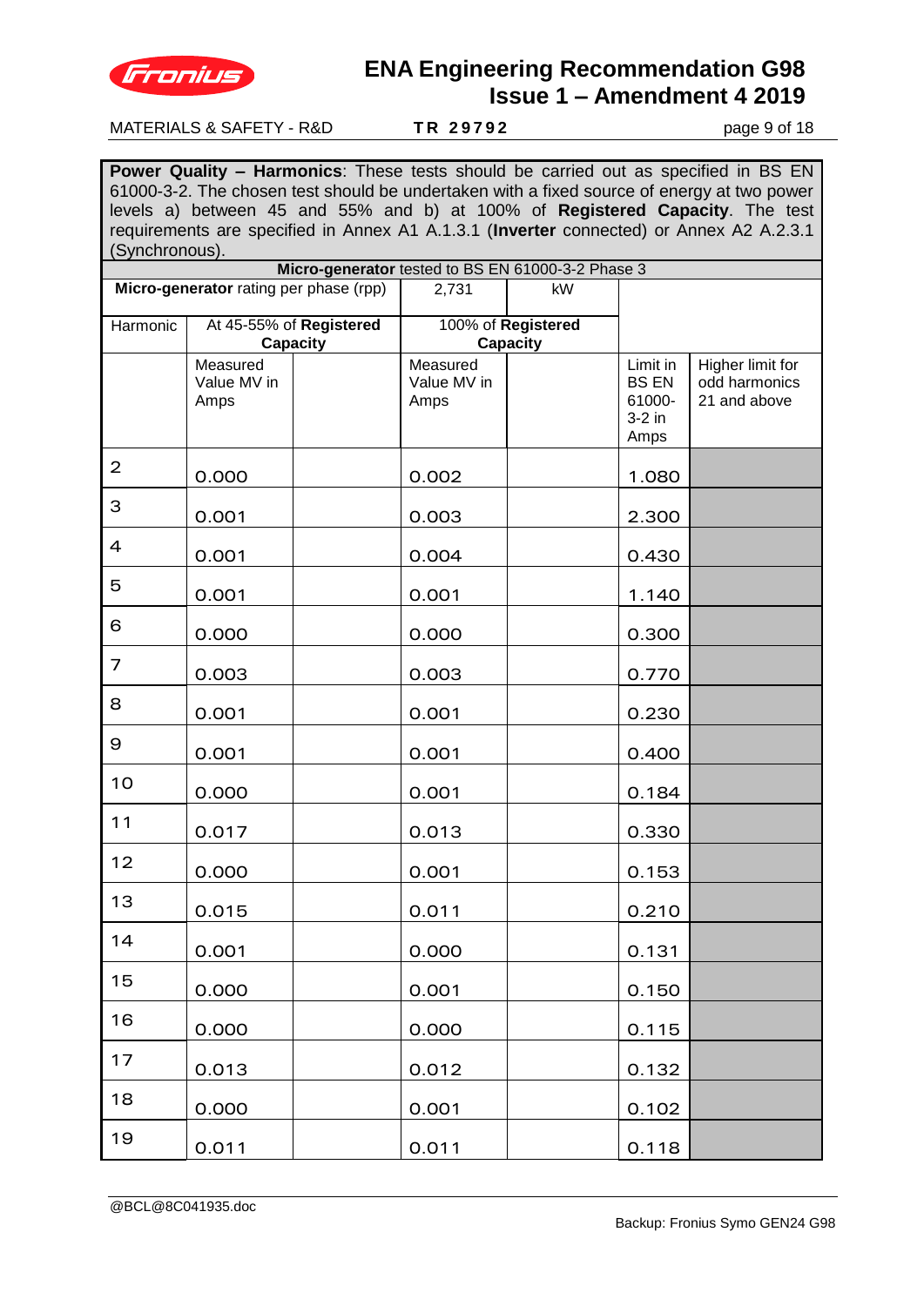**Power Quality – Harmonics**: These tests should be carried out as specified in BS EN 61000-3-2. The chosen test should be undertaken with a fixed source of energy at two power levels a) between 45 and 55% and b) at 100% of **Registered Capacity**. The test requirements are specified in Annex A1 A.1.3.1 (**Inverter** connected) or Annex A2 A.2.3.1 (Synchronous).

| **Micro-generator** tested to BS EN 61000-3-2 Phase 3 | | | | | | |
|---|---|---|---|---|---|---|
| **Micro-generator** rating per phase (rpp) | | | 2,731 | kW | | |
| Harmonic | At 45-55% of **Registered Capacity** | | 100% of **Registered Capacity** | | | |
| | Measured Value MV in Amps | | Measured Value MV in Amps | | Limit in BS EN 61000-3-2 in Amps | Higher limit for odd harmonics 21 and above |
| 2 | 0.000 | | 0.002 | | 1.080 | |
| 3 | 0.001 | | 0.003 | | 2.300 | |
| 4 | 0.001 | | 0.004 | | 0.430 | |
| 5 | 0.001 | | 0.001 | | 1.140 | |
| 6 | 0.000 | | 0.000 | | 0.300 | |
| 7 | 0.003 | | 0.003 | | 0.770 | |
| 8 | 0.001 | | 0.001 | | 0.230 | |
| 9 | 0.001 | | 0.001 | | 0.400 | |
| 10 | 0.000 | | 0.001 | | 0.184 | |
| 11 | 0.017 | | 0.013 | | 0.330 | |
| 12 | 0.000 | | 0.001 | | 0.153 | |
| 13 | 0.015 | | 0.011 | | 0.210 | |
| 14 | 0.001 | | 0.000 | | 0.131 | |
| 15 | 0.000 | | 0.001 | | 0.150 | |
| 16 | 0.000 | | 0.000 | | 0.115 | |
| 17 | 0.013 | | 0.012 | | 0.132 | |
| 18 | 0.000 | | 0.001 | | 0.102 | |
| 19 | 0.011 | | 0.011 | | 0.118 | |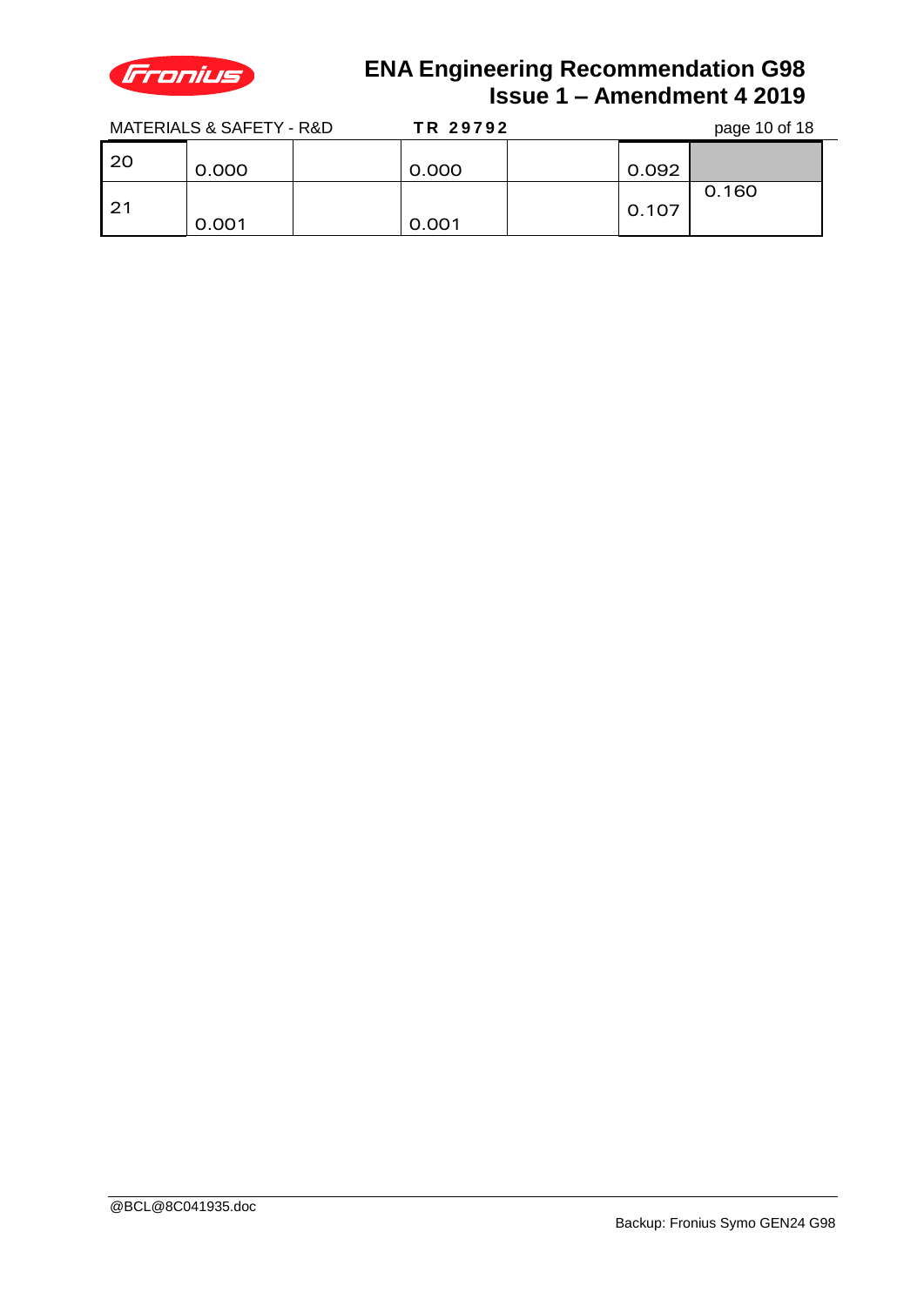| 20 | 0.000 | | 0.000 | | 0.092 | |
|---|---|---|---|---|---|---|
| 21 | 0.001 | | 0.001 | | 0.107 | 0.160 |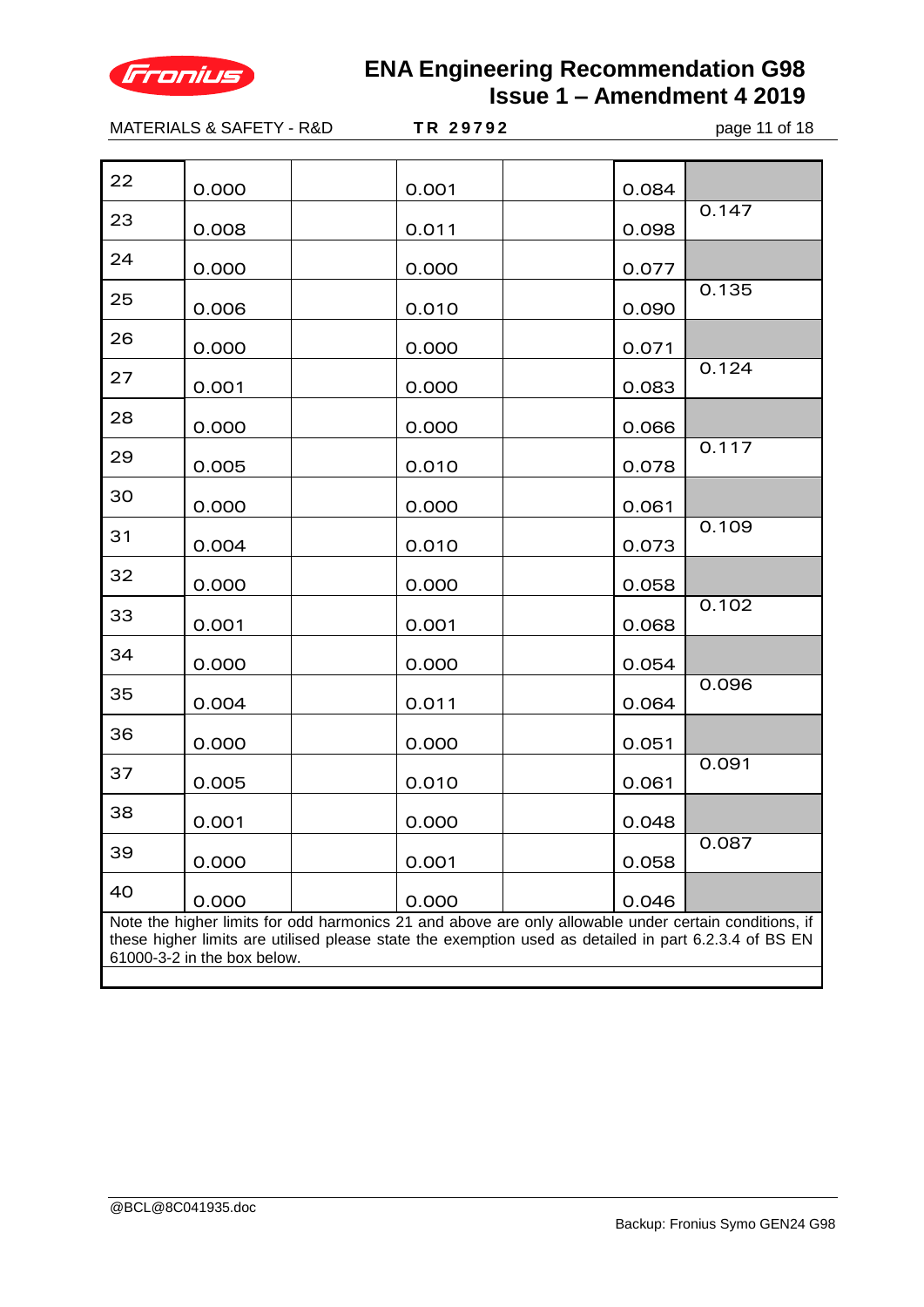| | | | | | | |
|---|---|---|---|---|---|---|
| 22 | 0.000 | | 0.001 | | 0.084 | |
| 23 | 0.008 | | 0.011 | | 0.098 | 0.147 |
| 24 | 0.000 | | 0.000 | | 0.077 | |
| 25 | 0.006 | | 0.010 | | 0.090 | 0.135 |
| 26 | 0.000 | | 0.000 | | 0.071 | |
| 27 | 0.001 | | 0.000 | | 0.083 | 0.124 |
| 28 | 0.000 | | 0.000 | | 0.066 | |
| 29 | 0.005 | | 0.010 | | 0.078 | 0.117 |
| 30 | 0.000 | | 0.000 | | 0.061 | |
| 31 | 0.004 | | 0.010 | | 0.073 | 0.109 |
| 32 | 0.000 | | 0.000 | | 0.058 | |
| 33 | 0.001 | | 0.001 | | 0.068 | 0.102 |
| 34 | 0.000 | | 0.000 | | 0.054 | |
| 35 | 0.004 | | 0.011 | | 0.064 | 0.096 |
| 36 | 0.000 | | 0.000 | | 0.051 | |
| 37 | 0.005 | | 0.010 | | 0.061 | 0.091 |
| 38 | 0.001 | | 0.000 | | 0.048 | |
| 39 | 0.000 | | 0.001 | | 0.058 | 0.087 |
| 40 | 0.000 | | 0.000 | | 0.046 | |

Note the higher limits for odd harmonics 21 and above are only allowable under certain conditions, if these higher limits are utilised please state the exemption used as detailed in part 6.2.3.4 of BS EN 61000-3-2 in the box below.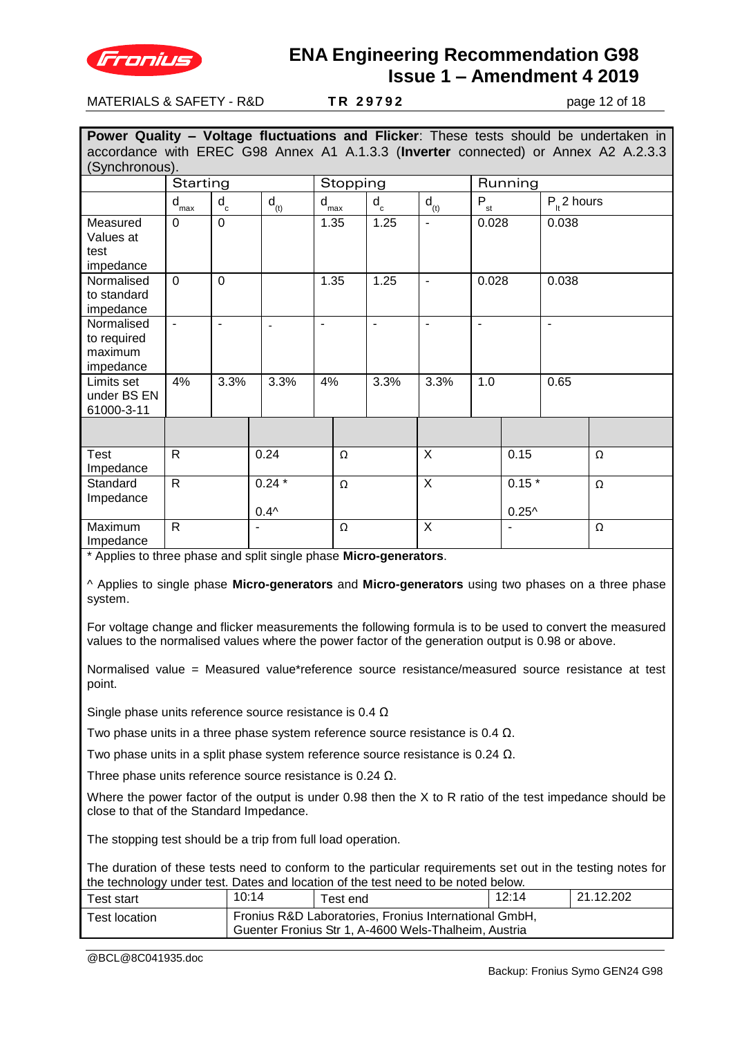**Power Quality – Voltage fluctuations and Flicker**: These tests should be undertaken in accordance with EREC G98 Annex A1 A.1.3.3 (**Inverter** connected) or Annex A2 A.2.3.3 (Synchronous).

| | Starting | | | Stopping | | | Running | |
|---|---|---|---|---|---|---|---|---|
| | $d_{max}$ | $d_c$ | $d_{(t)}$ | $d_{max}$ | $d_c$ | $d_{(t)}$ | $P_{st}$ | $P_{lt}$ 2 hours |
| Measured Values at test impedance | 0 | 0 | | 1.35 | 1.25 | - | 0.028 | 0.038 |
| Normalised to standard impedance | 0 | 0 | | 1.35 | 1.25 | - | 0.028 | 0.038 |
| Normalised to required maximum impedance | - | - | - | - | - | - | - | - |
| Limits set under BS EN 61000-3-11 | 4% | 3.3% | 3.3% | 4% | 3.3% | 3.3% | 1.0 | 0.65 |

| | | | | | | |
|---|---|---|---|---|---|---|
| Test Impedance | R | 0.24 | Ω | X | 0.15 | Ω |
| Standard Impedance | R | 0.24 * <br> 0.4^ | Ω | X | 0.15 * <br> 0.25^ | Ω |
| Maximum Impedance | R | - | Ω | X | - | Ω |

* Applies to three phase and split single phase **Micro-generators**.

^ Applies to single phase **Micro-generators** and **Micro-generators** using two phases on a three phase system.

For voltage change and flicker measurements the following formula is to be used to convert the measured values to the normalised values where the power factor of the generation output is 0.98 or above.

Normalised value = Measured value*reference source resistance/measured source resistance at test point.

Single phase units reference source resistance is 0.4 Ω

Two phase units in a three phase system reference source resistance is 0.4 Ω.

Two phase units in a split phase system reference source resistance is 0.24 Ω.

Three phase units reference source resistance is 0.24 Ω.

Where the power factor of the output is under 0.98 then the X to R ratio of the test impedance should be close to that of the Standard Impedance.

The stopping test should be a trip from full load operation.

The duration of these tests need to conform to the particular requirements set out in the testing notes for the technology under test. Dates and location of the test need to be noted below.

| | | | | |
|---|---|---|---|---|
| Test start | 10:14 | Test end | 12:14 | 21.12.202 |
| Test location | Fronius R&D Laboratories, Fronius International GmbH, Guenter Fronius Str 1, A-4600 Wels-Thalheim, Austria | | | |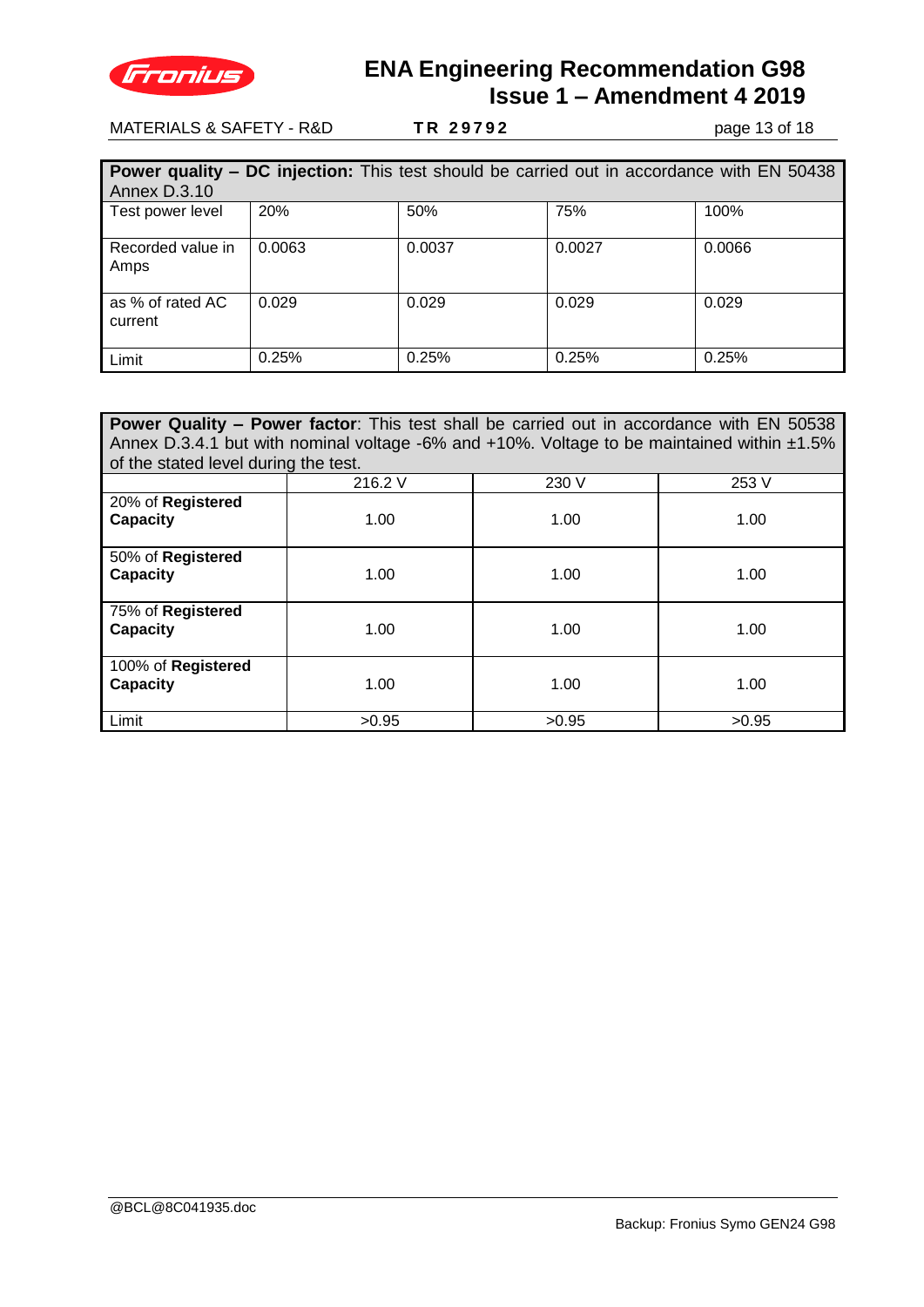| **Power quality – DC injection:** This test should be carried out in accordance with EN 50438 Annex D.3.10 | | | | |
|---|---|---|---|---|
| Test power level | 20% | 50% | 75% | 100% |
| Recorded value in Amps | 0.0063 | 0.0037 | 0.0027 | 0.0066 |
| as % of rated AC current | 0.029 | 0.029 | 0.029 | 0.029 |
| Limit | 0.25% | 0.25% | 0.25% | 0.25% |

| **Power Quality – Power factor**: This test shall be carried out in accordance with EN 50538 Annex D.3.4.1 but with nominal voltage -6% and +10%. Voltage to be maintained within ±1.5% of the stated level during the test. | | | |
|---|---|---|---|
| | 216.2 V | 230 V | 253 V |
| 20% of **Registered Capacity** | 1.00 | 1.00 | 1.00 |
| 50% of **Registered Capacity** | 1.00 | 1.00 | 1.00 |
| 75% of **Registered Capacity** | 1.00 | 1.00 | 1.00 |
| 100% of **Registered Capacity** | 1.00 | 1.00 | 1.00 |
| Limit | >0.95 | >0.95 | >0.95 |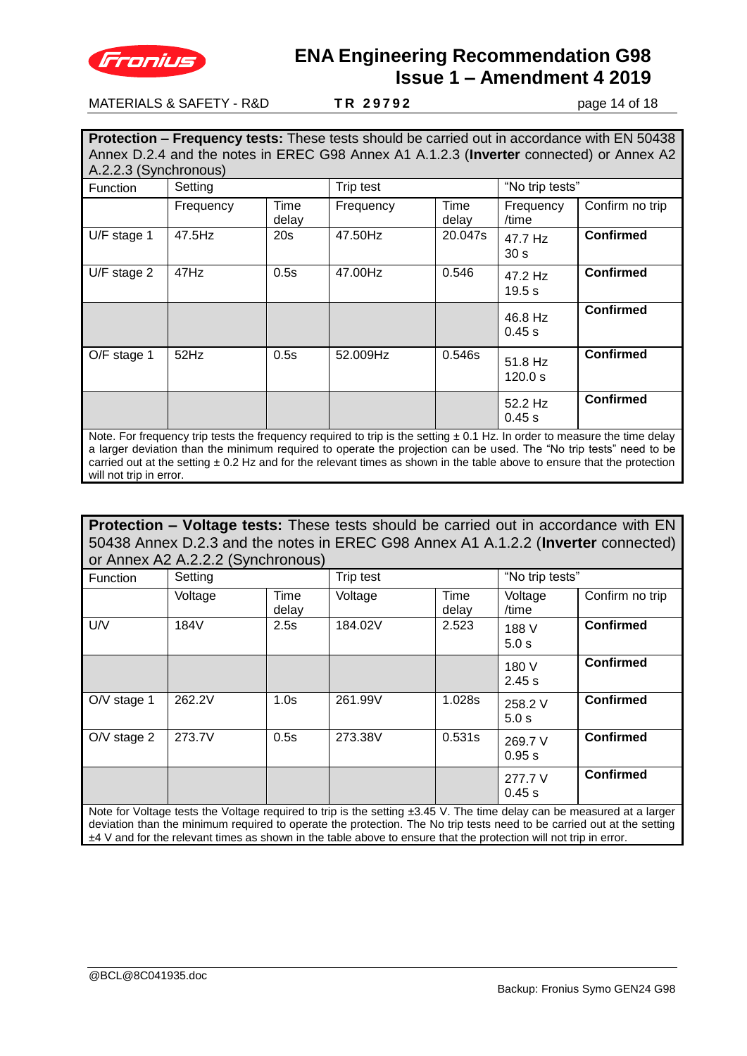**Protection – Frequency tests:** These tests should be carried out in accordance with EN 50438 Annex D.2.4 and the notes in EREC G98 Annex A1 A.1.2.3 (**Inverter** connected) or Annex A2 A.2.2.3 (Synchronous)

| Function | Setting | | Trip test | | "No trip tests" | |
|---|---|---|---|---|---|---|
| | Frequency | Time delay | Frequency | Time delay | Frequency /time | Confirm no trip |
| U/F stage 1 | 47.5Hz | 20s | 47.50Hz | 20.047s | 47.7 Hz 30 s | **Confirmed** |
| U/F stage 2 | 47Hz | 0.5s | 47.00Hz | 0.546 | 47.2 Hz 19.5 s | **Confirmed** |
| | | | | | 46.8 Hz 0.45 s | **Confirmed** |
| O/F stage 1 | 52Hz | 0.5s | 52.009Hz | 0.546s | 51.8 Hz 120.0 s | **Confirmed** |
| | | | | | 52.2 Hz 0.45 s | **Confirmed** |

Note. For frequency trip tests the frequency required to trip is the setting ± 0.1 Hz. In order to measure the time delay a larger deviation than the minimum required to operate the projection can be used. The "No trip tests" need to be carried out at the setting ± 0.2 Hz and for the relevant times as shown in the table above to ensure that the protection will not trip in error.

**Protection – Voltage tests:** These tests should be carried out in accordance with EN 50438 Annex D.2.3 and the notes in EREC G98 Annex A1 A.1.2.2 (**Inverter** connected) or Annex A2 A.2.2.2 (Synchronous)

| Function | Setting | | Trip test | | "No trip tests" | |
|---|---|---|---|---|---|---|
| | Voltage | Time delay | Voltage | Time delay | Voltage /time | Confirm no trip |
| U/V | 184V | 2.5s | 184.02V | 2.523 | 188 V 5.0 s | **Confirmed** |
| | | | | | 180 V 2.45 s | **Confirmed** |
| O/V stage 1 | 262.2V | 1.0s | 261.99V | 1.028s | 258.2 V 5.0 s | **Confirmed** |
| O/V stage 2 | 273.7V | 0.5s | 273.38V | 0.531s | 269.7 V 0.95 s | **Confirmed** |
| | | | | | 277.7 V 0.45 s | **Confirmed** |

Note for Voltage tests the Voltage required to trip is the setting ±3.45 V. The time delay can be measured at a larger deviation than the minimum required to operate the protection. The No trip tests need to be carried out at the setting ±4 V and for the relevant times as shown in the table above to ensure that the protection will not trip in error.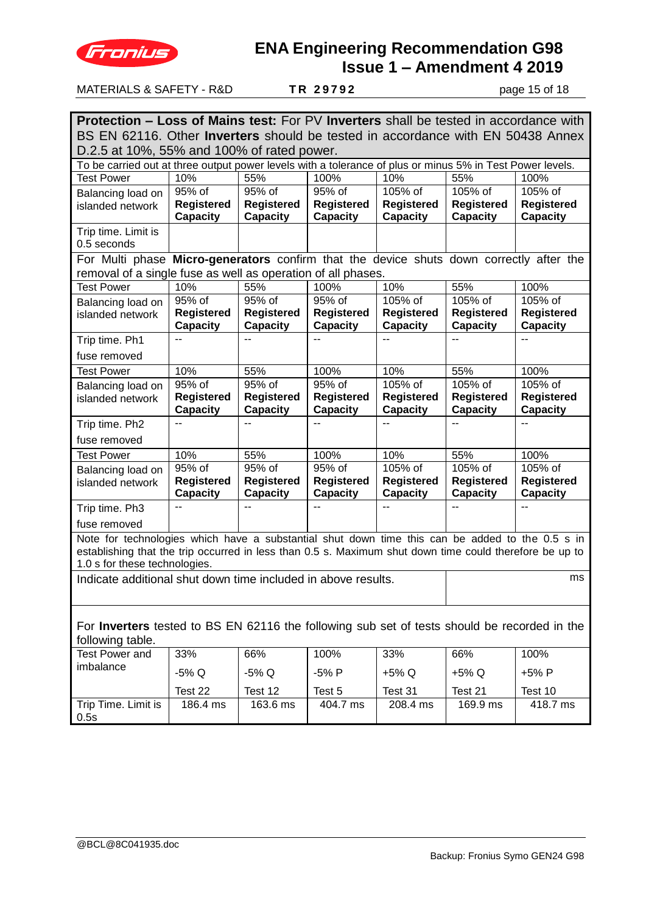| **Protection – Loss of Mains test:** For PV **Inverters** shall be tested in accordance with BS EN 62116. Other **Inverters** should be tested in accordance with EN 50438 Annex D.2.5 at 10%, 55% and 100% of rated power. | | | | | | |
|---|---|---|---|---|---|---|
| To be carried out at three output power levels with a tolerance of plus or minus 5% in Test Power levels. | | | | | | |
| Test Power | 10% | 55% | 100% | 10% | 55% | 100% |
| Balancing load on islanded network | 95% of **Registered Capacity** | 95% of **Registered Capacity** | 95% of **Registered Capacity** | 105% of **Registered Capacity** | 105% of **Registered Capacity** | 105% of **Registered Capacity** |
| Trip time. Limit is 0.5 seconds | | | | | | |
| For Multi phase **Micro-generators** confirm that the device shuts down correctly after the removal of a single fuse as well as operation of all phases. | | | | | | |
| Test Power | 10% | 55% | 100% | 10% | 55% | 100% |
| Balancing load on islanded network | 95% of **Registered Capacity** | 95% of **Registered Capacity** | 95% of **Registered Capacity** | 105% of **Registered Capacity** | 105% of **Registered Capacity** | 105% of **Registered Capacity** |
| Trip time. Ph1 fuse removed | -- | -- | -- | -- | -- | -- |
| Test Power | 10% | 55% | 100% | 10% | 55% | 100% |
| Balancing load on islanded network | 95% of **Registered Capacity** | 95% of **Registered Capacity** | 95% of **Registered Capacity** | 105% of **Registered Capacity** | 105% of **Registered Capacity** | 105% of **Registered Capacity** |
| Trip time. Ph2 fuse removed | -- | -- | -- | -- | -- | -- |
| Test Power | 10% | 55% | 100% | 10% | 55% | 100% |
| Balancing load on islanded network | 95% of **Registered Capacity** | 95% of **Registered Capacity** | 95% of **Registered Capacity** | 105% of **Registered Capacity** | 105% of **Registered Capacity** | 105% of **Registered Capacity** |
| Trip time. Ph3 fuse removed | -- | -- | -- | -- | -- | -- |
| Note for technologies which have a substantial shut down time this can be added to the 0.5 s in establishing that the trip occurred in less than 0.5 s. Maximum shut down time could therefore be up to 1.0 s for these technologies. | | | | | | |
| Indicate additional shut down time included in above results. | | | | | | ms |
| For **Inverters** tested to BS EN 62116 the following sub set of tests should be recorded in the following table. | | | | | | |
| Test Power and imbalance | 33%<br>-5% Q<br>Test 22 | 66%<br>-5% Q<br>Test 12 | 100%<br>-5% P<br>Test 5 | 33%<br>+5% Q<br>Test 31 | 66%<br>+5% Q<br>Test 21 | 100%<br>+5% P<br>Test 10 |
| Trip Time. Limit is 0.5s | 186.4 ms | 163.6 ms | 404.7 ms | 208.4 ms | 169.9 ms | 418.7 ms |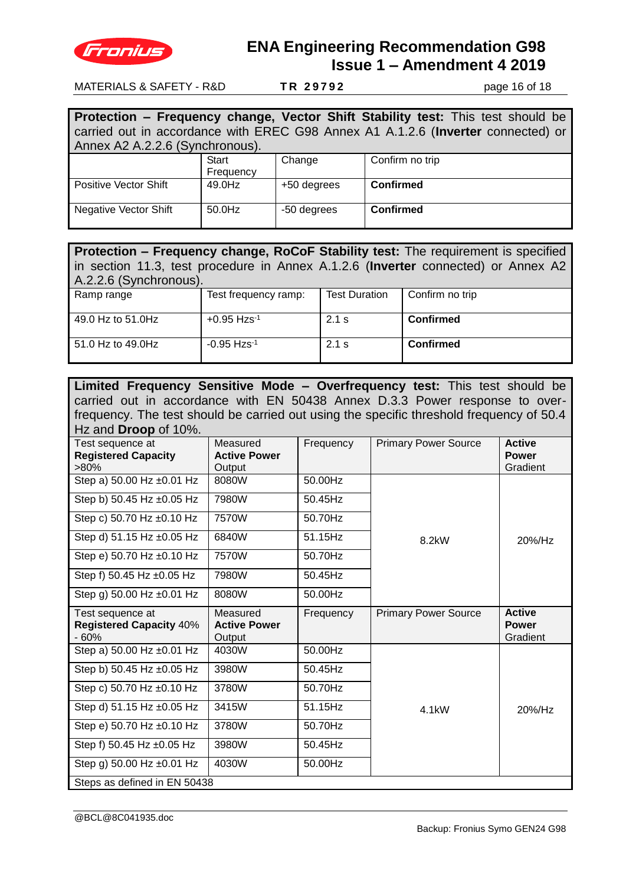| **Protection – Frequency change, Vector Shift Stability test:** This test should be carried out in accordance with EREC G98 Annex A1 A.1.2.6 (**Inverter** connected) or Annex A2 A.2.2.6 (Synchronous). | | | |
|---|---|---|---|
| | Start Frequency | Change | Confirm no trip |
| Positive Vector Shift | 49.0Hz | +50 degrees | **Confirmed** |
| Negative Vector Shift | 50.0Hz | -50 degrees | **Confirmed** |

| **Protection – Frequency change, RoCoF Stability test:** The requirement is specified in section 11.3, test procedure in Annex A.1.2.6 (**Inverter** connected) or Annex A2 A.2.2.6 (Synchronous). | | | |
|---|---|---|---|
| Ramp range | Test frequency ramp: | Test Duration | Confirm no trip |
| 49.0 Hz to 51.0Hz | +0.95 $Hzs^{-1}$ | 2.1 s | **Confirmed** |
| 51.0 Hz to 49.0Hz | -0.95 $Hzs^{-1}$ | 2.1 s | **Confirmed** |

| **Limited Frequency Sensitive Mode – Overfrequency test:** This test should be carried out in accordance with EN 50438 Annex D.3.3 Power response to over-frequency. The test should be carried out using the specific threshold frequency of 50.4 Hz and **Droop** of 10%. | | | | |
|---|---|---|---|---|
| Test sequence at **Registered Capacity** >80% | Measured **Active Power** Output | Frequency | Primary Power Source | **Active Power** Gradient |
| Step a) 50.00 Hz ±0.01 Hz | 8080W | 50.00Hz | 8.2kW | 20%/Hz |
| Step b) 50.45 Hz ±0.05 Hz | 7980W | 50.45Hz | | |
| Step c) 50.70 Hz ±0.10 Hz | 7570W | 50.70Hz | | |
| Step d) 51.15 Hz ±0.05 Hz | 6840W | 51.15Hz | | |
| Step e) 50.70 Hz ±0.10 Hz | 7570W | 50.70Hz | | |
| Step f) 50.45 Hz ±0.05 Hz | 7980W | 50.45Hz | | |
| Step g) 50.00 Hz ±0.01 Hz | 8080W | 50.00Hz | | |
| Test sequence at **Registered Capacity** 40% - 60% | Measured **Active Power** Output | Frequency | Primary Power Source | **Active Power** Gradient |
| Step a) 50.00 Hz ±0.01 Hz | 4030W | 50.00Hz | 4.1kW | 20%/Hz |
| Step b) 50.45 Hz ±0.05 Hz | 3980W | 50.45Hz | | |
| Step c) 50.70 Hz ±0.10 Hz | 3780W | 50.70Hz | | |
| Step d) 51.15 Hz ±0.05 Hz | 3415W | 51.15Hz | | |
| Step e) 50.70 Hz ±0.10 Hz | 3780W | 50.70Hz | | |
| Step f) 50.45 Hz ±0.05 Hz | 3980W | 50.45Hz | | |
| Step g) 50.00 Hz ±0.01 Hz | 4030W | 50.00Hz | | |
| Steps as defined in EN 50438 | | | | |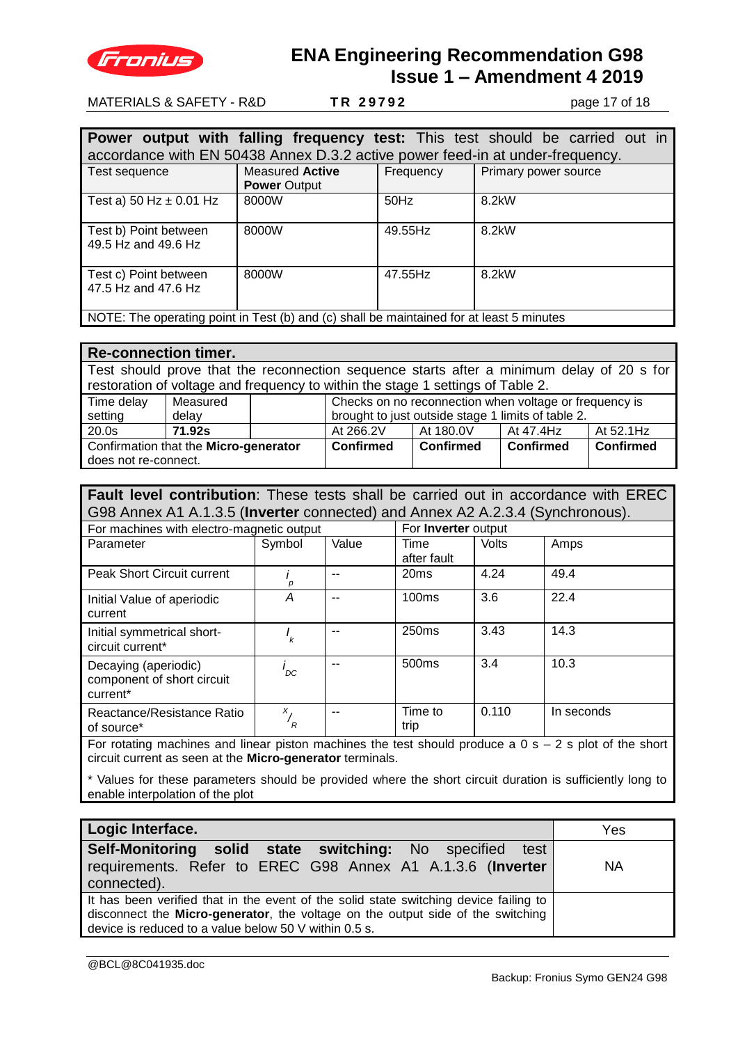| **Power output with falling frequency test:** This test should be carried out in accordance with EN 50438 Annex D.3.2 active power feed-in at under-frequency. | | | |
|---|---|---|---|
| Test sequence | Measured **Active Power** Output | Frequency | Primary power source |
| Test a) 50 Hz ± 0.01 Hz | 8000W | 50Hz | 8.2kW |
| Test b) Point between 49.5 Hz and 49.6 Hz | 8000W | 49.55Hz | 8.2kW |
| Test c) Point between 47.5 Hz and 47.6 Hz | 8000W | 47.55Hz | 8.2kW |
| NOTE: The operating point in Test (b) and (c) shall be maintained for at least 5 minutes | | | |

| **Re-connection timer.** | | | | | | |
|---|---|---|---|---|---|---|
| Test should prove that the reconnection sequence starts after a minimum delay of 20 s for restoration of voltage and frequency to within the stage 1 settings of Table 2. | | | | | | |
| Time delay setting | Measured delay | | Checks on no reconnection when voltage or frequency is brought to just outside stage 1 limits of table 2. | | | |
| 20.0s | **71.92s** | | At 266.2V | At 180.0V | At 47.4Hz | At 52.1Hz |
| Confirmation that the **Micro-generator** does not re-connect. | | | **Confirmed** | **Confirmed** | **Confirmed** | **Confirmed** |

| **Fault level contribution**: These tests shall be carried out in accordance with EREC G98 Annex A1 A.1.3.5 (**Inverter** connected) and Annex A2 A.2.3.4 (Synchronous). | | | | | |
|---|---|---|---|---|---|
| For machines with electro-magnetic output | | | For **Inverter** output | | |
| Parameter | Symbol | Value | Time after fault | Volts | Amps |
| Peak Short Circuit current | $i_p$ | -- | 20ms | 4.24 | 49.4 |
| Initial Value of aperiodic current | $A$ | -- | 100ms | 3.6 | 22.4 |
| Initial symmetrical short-circuit current* | $I_k$ | -- | 250ms | 3.43 | 14.3 |
| Decaying (aperiodic) component of short circuit current* | $i_{DC}$ | -- | 500ms | 3.4 | 10.3 |
| Reactance/Resistance Ratio of source* | $^{x}/_{R}$ | -- | Time to trip | 0.110 | In seconds |

For rotating machines and linear piston machines the test should produce a 0 s – 2 s plot of the short circuit current as seen at the **Micro-generator** terminals.

\* Values for these parameters should be provided where the short circuit duration is sufficiently long to enable interpolation of the plot

| **Logic Interface.** | Yes |
|---|---|
| **Self-Monitoring solid state switching:** No specified test requirements. Refer to EREC G98 Annex A1 A.1.3.6 (**Inverter** connected). | NA |
| It has been verified that in the event of the solid state switching device failing to disconnect the **Micro-generator**, the voltage on the output side of the switching device is reduced to a value below 50 V within 0.5 s. | |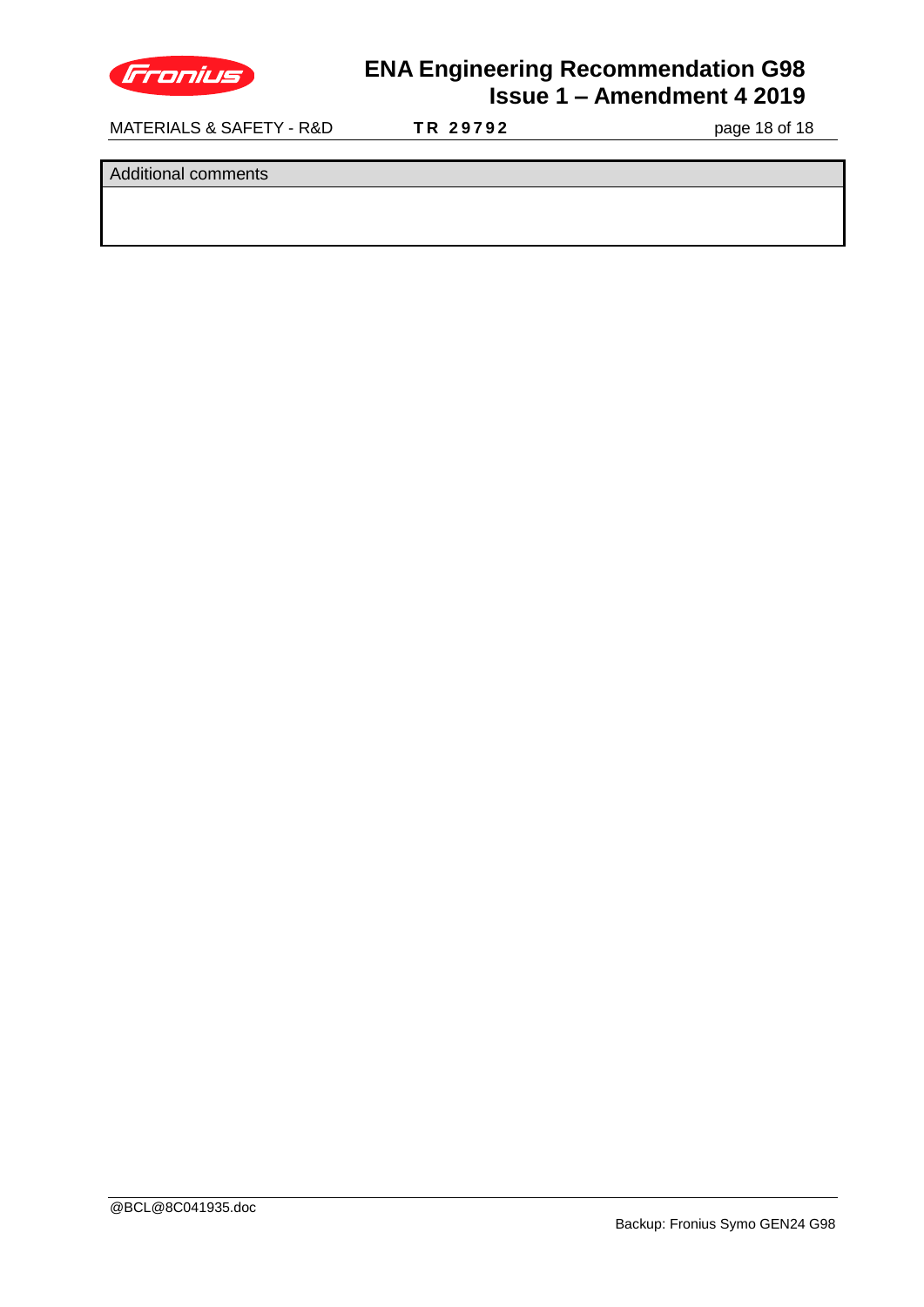| Additional comments |
| --- |
| |